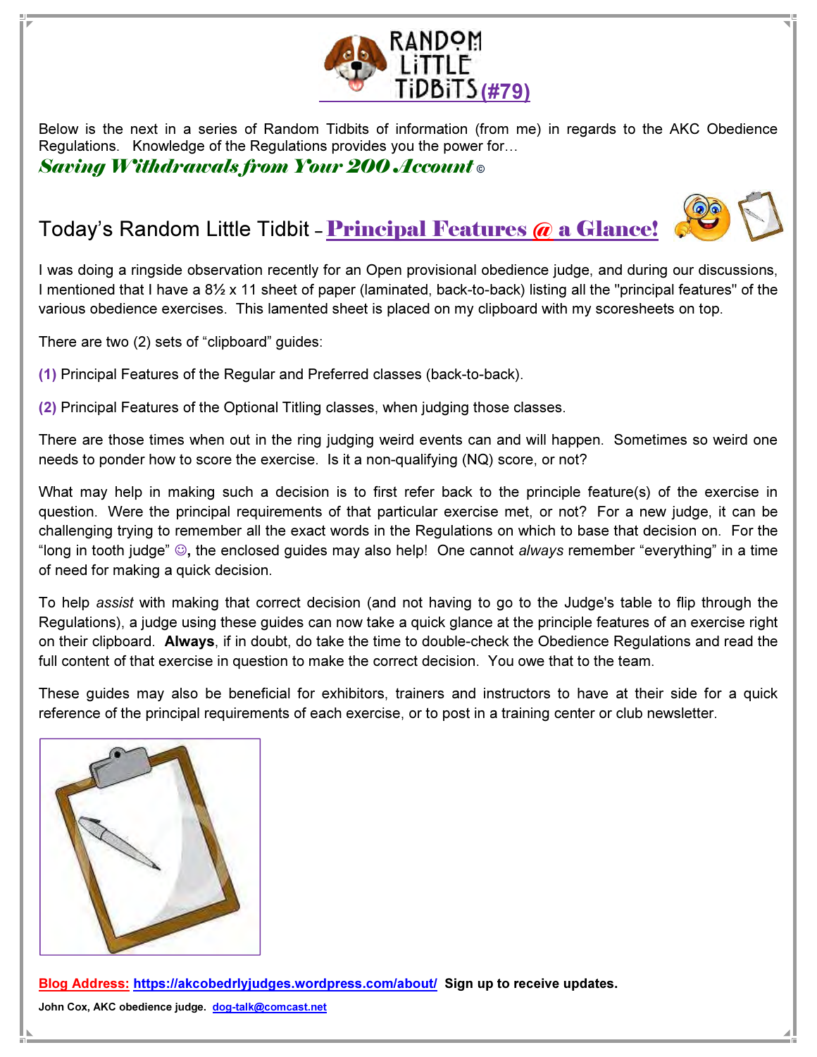# RANDOM LITTLE TIDBITS (#79)

Below is the next in a series of Random Tidbits of information (from me) in regards to the AKC Obedience Regulations. Knowledge of the Regulations provides you the power for…

***Saving Withdrawals from Your 200 Account*** ©

## Today's Random Little Tidbit – Principal Features @ a Glance!

I was doing a ringside observation recently for an Open provisional obedience judge, and during our discussions, I mentioned that I have a 8½ x 11 sheet of paper (laminated, back-to-back) listing all the "principal features" of the various obedience exercises. This lamented sheet is placed on my clipboard with my scoresheets on top.

There are two (2) sets of "clipboard" guides:

**(1)** Principal Features of the Regular and Preferred classes (back-to-back).

**(2)** Principal Features of the Optional Titling classes, when judging those classes.

There are those times when out in the ring judging weird events can and will happen. Sometimes so weird one needs to ponder how to score the exercise. Is it a non-qualifying (NQ) score, or not?

What may help in making such a decision is to first refer back to the principle feature(s) of the exercise in question. Were the principal requirements of that particular exercise met, or not? For a new judge, it can be challenging trying to remember all the exact words in the Regulations on which to base that decision on. For the "long in tooth judge" ☺**,** the enclosed guides may also help! One cannot *always* remember "everything" in a time of need for making a quick decision.

To help *assist* with making that correct decision (and not having to go to the Judge's table to flip through the Regulations), a judge using these guides can now take a quick glance at the principle features of an exercise right on their clipboard. **Always**, if in doubt, do take the time to double-check the Obedience Regulations and read the full content of that exercise in question to make the correct decision. You owe that to the team.

These guides may also be beneficial for exhibitors, trainers and instructors to have at their side for a quick reference of the principal requirements of each exercise, or to post in a training center or club newsletter.

**Blog Address: https://akcobedrlyjudges.wordpress.com/about/ Sign up to receive updates.**

**John Cox, AKC obedience judge. dog-talk@comcast.net**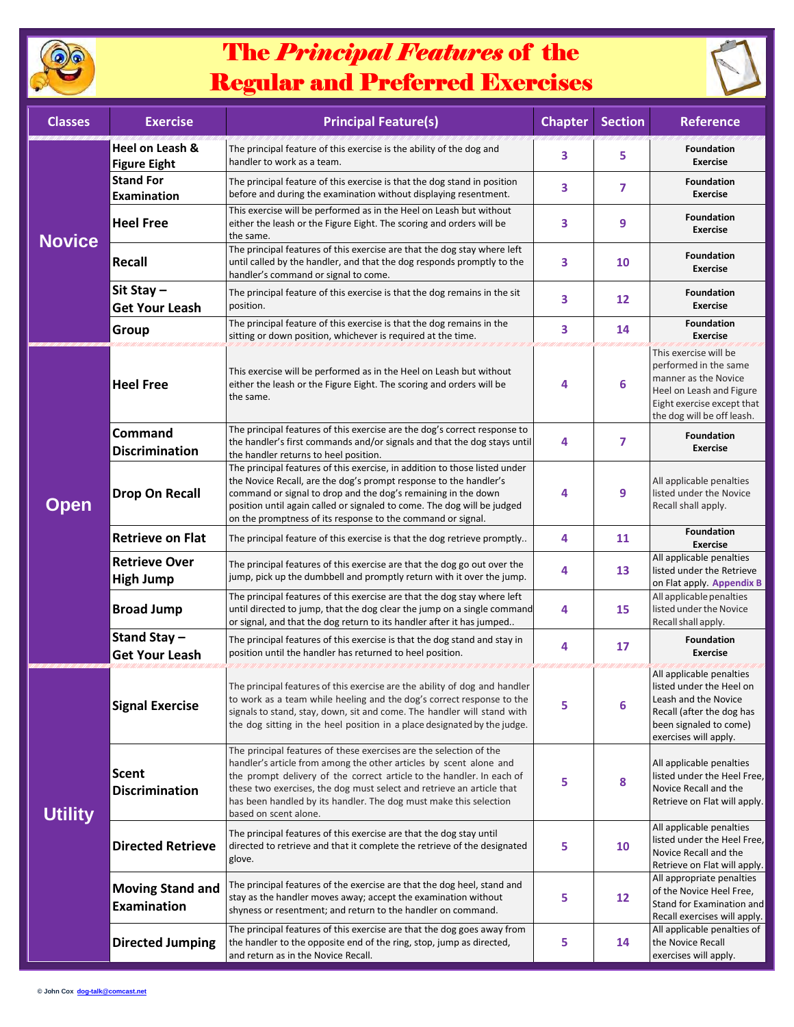# The *Principal Features* of the Regular and Preferred Exercises

| Classes | Exercise | Principal Feature(s) | Chapter | Section | Reference |
|---|---|---|---|---|---|
| Novice | Heel on Leash & Figure Eight | The principal feature of this exercise is the ability of the dog and handler to work as a team. | 3 | 5 | Foundation Exercise |
| | Stand For Examination | The principal feature of this exercise is that the dog stand in position before and during the examination without displaying resentment. | 3 | 7 | Foundation Exercise |
| | Heel Free | This exercise will be performed as in the Heel on Leash but without either the leash or the Figure Eight. The scoring and orders will be the same. | 3 | 9 | Foundation Exercise |
| | Recall | The principal features of this exercise are that the dog stay where left until called by the handler, and that the dog responds promptly to the handler's command or signal to come. | 3 | 10 | Foundation Exercise |
| | Sit Stay – Get Your Leash | The principal feature of this exercise is that the dog remains in the sit position. | 3 | 12 | Foundation Exercise |
| | Group | The principal feature of this exercise is that the dog remains in the sitting or down position, whichever is required at the time. | 3 | 14 | Foundation Exercise |
| Open | Heel Free | This exercise will be performed as in the Heel on Leash but without either the leash or the Figure Eight. The scoring and orders will be the same. | 4 | 6 | This exercise will be performed in the same manner as the Novice Heel on Leash and Figure Eight exercise except that the dog will be off leash. |
| | Command Discrimination | The principal features of this exercise are the dog's correct response to the handler's first commands and/or signals and that the dog stays until the handler returns to heel position. | 4 | 7 | Foundation Exercise |
| | Drop On Recall | The principal features of this exercise, in addition to those listed under the Novice Recall, are the dog's prompt response to the handler's command or signal to drop and the dog's remaining in the down position until again called or signaled to come. The dog will be judged on the promptness of its response to the command or signal. | 4 | 9 | All applicable penalties listed under the Novice Recall shall apply. |
| | Retrieve on Flat | The principal feature of this exercise is that the dog retrieve promptly.. | 4 | 11 | Foundation Exercise |
| | Retrieve Over High Jump | The principal features of this exercise are that the dog go out over the jump, pick up the dumbbell and promptly return with it over the jump. | 4 | 13 | All applicable penalties listed under the Retrieve on Flat apply. **Appendix B** |
| | Broad Jump | The principal features of this exercise are that the dog stay where left until directed to jump, that the dog clear the jump on a single command or signal, and that the dog return to its handler after it has jumped.. | 4 | 15 | All applicable penalties listed under the Novice Recall shall apply. |
| | Stand Stay – Get Your Leash | The principal features of this exercise is that the dog stand and stay in position until the handler has returned to heel position. | 4 | 17 | Foundation Exercise |
| Utility | Signal Exercise | The principal features of this exercise are the ability of dog and handler to work as a team while heeling and the dog's correct response to the signals to stand, stay, down, sit and come. The handler will stand with the dog sitting in the heel position in a place designated by the judge. | 5 | 6 | All applicable penalties listed under the Heel on Leash and the Novice Recall (after the dog has been signaled to come) exercises will apply. |
| | Scent Discrimination | The principal features of these exercises are the selection of the handler's article from among the other articles by scent alone and the prompt delivery of the correct article to the handler. In each of these two exercises, the dog must select and retrieve an article that has been handled by its handler. The dog must make this selection based on scent alone. | 5 | 8 | All applicable penalties listed under the Heel Free, Novice Recall and the Retrieve on Flat will apply. |
| | Directed Retrieve | The principal features of this exercise are that the dog stay until directed to retrieve and that it complete the retrieve of the designated glove. | 5 | 10 | All applicable penalties listed under the Heel Free, Novice Recall and the Retrieve on Flat will apply. |
| | Moving Stand and Examination | The principal features of the exercise are that the dog heel, stand and stay as the handler moves away; accept the examination without shyness or resentment; and return to the handler on command. | 5 | 12 | All appropriate penalties of the Novice Heel Free, Stand for Examination and Recall exercises will apply. |
| | Directed Jumping | The principal features of this exercise are that the dog goes away from the handler to the opposite end of the ring, stop, jump as directed, and return as in the Novice Recall. | 5 | 14 | All applicable penalties of the Novice Recall exercises will apply. |

© John Cox dog-talk@comcast.net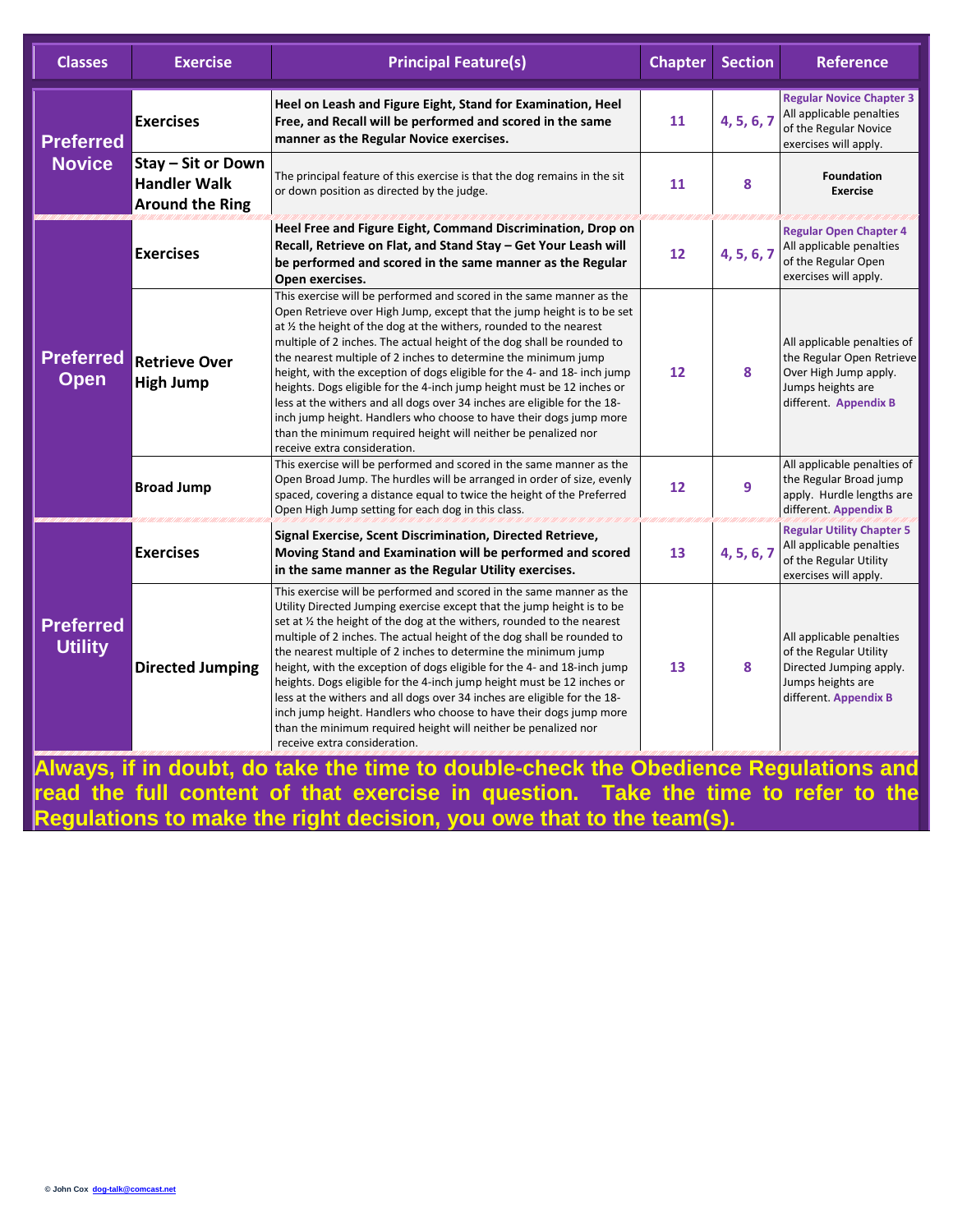| Classes | Exercise | Principal Feature(s) | Chapter | Section | Reference |
|---|---|---|---|---|---|
| **Preferred Novice** | **Exercises** | **Heel on Leash and Figure Eight, Stand for Examination, Heel Free, and Recall will be performed and scored in the same manner as the Regular Novice exercises.** | 11 | 4, 5, 6, 7 | **Regular Novice Chapter 3** All applicable penalties of the Regular Novice exercises will apply. |
| | **Stay – Sit or Down Handler Walk Around the Ring** | The principal feature of this exercise is that the dog remains in the sit or down position as directed by the judge. | 11 | 8 | **Foundation Exercise** |
| **Preferred Open** | **Exercises** | **Heel Free and Figure Eight, Command Discrimination, Drop on Recall, Retrieve on Flat, and Stand Stay – Get Your Leash will be performed and scored in the same manner as the Regular Open exercises.** | 12 | 4, 5, 6, 7 | **Regular Open Chapter 4** All applicable penalties of the Regular Open exercises will apply. |
| | **Retrieve Over High Jump** | This exercise will be performed and scored in the same manner as the Open Retrieve over High Jump, except that the jump height is to be set at ½ the height of the dog at the withers, rounded to the nearest multiple of 2 inches. The actual height of the dog shall be rounded to the nearest multiple of 2 inches to determine the minimum jump height, with the exception of dogs eligible for the 4- and 18- inch jump heights. Dogs eligible for the 4-inch jump height must be 12 inches or less at the withers and all dogs over 34 inches are eligible for the 18-inch jump height. Handlers who choose to have their dogs jump more than the minimum required height will neither be penalized nor receive extra consideration. | 12 | 8 | All applicable penalties of the Regular Open Retrieve Over High Jump apply. Jumps heights are different. **Appendix B** |
| | **Broad Jump** | This exercise will be performed and scored in the same manner as the Open Broad Jump. The hurdles will be arranged in order of size, evenly spaced, covering a distance equal to twice the height of the Preferred Open High Jump setting for each dog in this class. | 12 | 9 | All applicable penalties of the Regular Broad jump apply. Hurdle lengths are different. **Appendix B** |
| **Preferred Utility** | **Exercises** | **Signal Exercise, Scent Discrimination, Directed Retrieve, Moving Stand and Examination will be performed and scored in the same manner as the Regular Utility exercises.** | 13 | 4, 5, 6, 7 | **Regular Utility Chapter 5** All applicable penalties of the Regular Utility exercises will apply. |
| | **Directed Jumping** | This exercise will be performed and scored in the same manner as the Utility Directed Jumping exercise except that the jump height is to be set at ½ the height of the dog at the withers, rounded to the nearest multiple of 2 inches. The actual height of the dog shall be rounded to the nearest multiple of 2 inches to determine the minimum jump height, with the exception of dogs eligible for the 4- and 18-inch jump heights. Dogs eligible for the 4-inch jump height must be 12 inches or less at the withers and all dogs over 34 inches are eligible for the 18-inch jump height. Handlers who choose to have their dogs jump more than the minimum required height will neither be penalized nor receive extra consideration. | 13 | 8 | All applicable penalties of the Regular Utility Directed Jumping apply. Jumps heights are different. **Appendix B** |

**Always, if in doubt, do take the time to double-check the Obedience Regulations and read the full content of that exercise in question. Take the time to refer to the Regulations to make the right decision, you owe that to the team(s).**

© John Cox dog-talk@comcast.net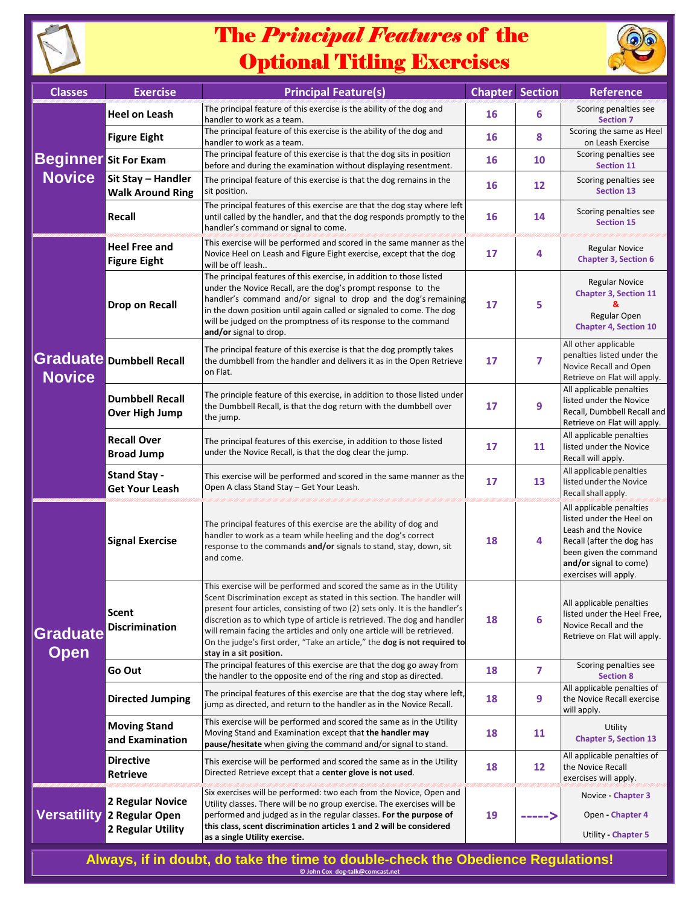# The *Principal Features* of the Optional Titling Exercises

| Classes | Exercise | Principal Feature(s) | Chapter | Section | Reference |
|---|---|---|---|---|---|
| Beginner Novice | **Heel on Leash** | The principal feature of this exercise is the ability of the dog and handler to work as a team. | 16 | 6 | Scoring penalties see **Section 7** |
| | **Figure Eight** | The principal feature of this exercise is the ability of the dog and handler to work as a team. | 16 | 8 | Scoring the same as Heel on Leash Exercise |
| | **Sit For Exam** | The principal feature of this exercise is that the dog sits in position before and during the examination without displaying resentment. | 16 | 10 | Scoring penalties see **Section 11** |
| | **Sit Stay – Handler Walk Around Ring** | The principal feature of this exercise is that the dog remains in the sit position. | 16 | 12 | Scoring penalties see **Section 13** |
| | **Recall** | The principal features of this exercise are that the dog stay where left until called by the handler, and that the dog responds promptly to the handler's command or signal to come. | 16 | 14 | Scoring penalties see **Section 15** |
| Graduate Novice | **Heel Free and Figure Eight** | This exercise will be performed and scored in the same manner as the Novice Heel on Leash and Figure Eight exercise, except that the dog will be off leash.. | 17 | 4 | Regular Novice **Chapter 3, Section 6** |
| | **Drop on Recall** | The principal features of this exercise, in addition to those listed under the Novice Recall, are the dog's prompt response to the handler's command and/or signal to drop and the dog's remaining in the down position until again called or signaled to come. The dog will be judged on the promptness of its response to the command **and/or** signal to drop. | 17 | 5 | Regular Novice **Chapter 3, Section 11** **&** Regular Open **Chapter 4, Section 10** |
| | **Dumbbell Recall** | The principal feature of this exercise is that the dog promptly takes the dumbbell from the handler and delivers it as in the Open Retrieve on Flat. | 17 | 7 | All other applicable penalties listed under the Novice Recall and Open Retrieve on Flat will apply. |
| | **Dumbbell Recall Over High Jump** | The principle feature of this exercise, in addition to those listed under the Dumbbell Recall, is that the dog return with the dumbbell over the jump. | 17 | 9 | All applicable penalties listed under the Novice Recall, Dumbbell Recall and Retrieve on Flat will apply. |
| | **Recall Over Broad Jump** | The principal features of this exercise, in addition to those listed under the Novice Recall, is that the dog clear the jump. | 17 | 11 | All applicable penalties listed under the Novice Recall will apply. |
| | **Stand Stay - Get Your Leash** | This exercise will be performed and scored in the same manner as the Open A class Stand Stay – Get Your Leash. | 17 | 13 | All applicable penalties listed under the Novice Recall shall apply. |
| Graduate Open | **Signal Exercise** | The principal features of this exercise are the ability of dog and handler to work as a team while heeling and the dog's correct response to the commands **and/or** signals to stand, stay, down, sit and come. | 18 | 4 | All applicable penalties listed under the Heel on Leash and the Novice Recall (after the dog has been given the command **and/or** signal to come) exercises will apply. |
| | **Scent Discrimination** | This exercise will be performed and scored the same as in the Utility Scent Discrimination except as stated in this section. The handler will present four articles, consisting of two (2) sets only. It is the handler's discretion as to which type of article is retrieved. The dog and handler will remain facing the articles and only one article will be retrieved. On the judge's first order, "Take an article," the **dog is not required to stay in a sit position.** | 18 | 6 | All applicable penalties listed under the Heel Free, Novice Recall and the Retrieve on Flat will apply. |
| | **Go Out** | The principal features of this exercise are that the dog go away from the handler to the opposite end of the ring and stop as directed. | 18 | 7 | Scoring penalties see **Section 8** |
| | **Directed Jumping** | The principal features of this exercise are that the dog stay where left, jump as directed, and return to the handler as in the Novice Recall. | 18 | 9 | All applicable penalties of the Novice Recall exercise will apply. |
| | **Moving Stand and Examination** | This exercise will be performed and scored the same as in the Utility Moving Stand and Examination except that **the handler may pause/hesitate** when giving the command and/or signal to stand. | 18 | 11 | Utility **Chapter 5, Section 13** |
| | **Directive Retrieve** | This exercise will be performed and scored the same as in the Utility Directed Retrieve except that a **center glove is not used**. | 18 | 12 | All applicable penalties of the Novice Recall exercises will apply. |
| Versatility | **2 Regular Novice** **2 Regular Open** **2 Regular Utility** | Six exercises will be performed: two each from the Novice, Open and Utility classes. There will be no group exercise. The exercises will be performed and judged as in the regular classes. **For the purpose of this class, scent discrimination articles 1 and 2 will be considered as a single Utility exercise.** | 19 | -----> | Novice - **Chapter 3** Open - **Chapter 4** Utility - **Chapter 5** |

**Always, if in doubt, do take the time to double-check the Obedience Regulations!**

© John Cox dog-talk@comcast.net